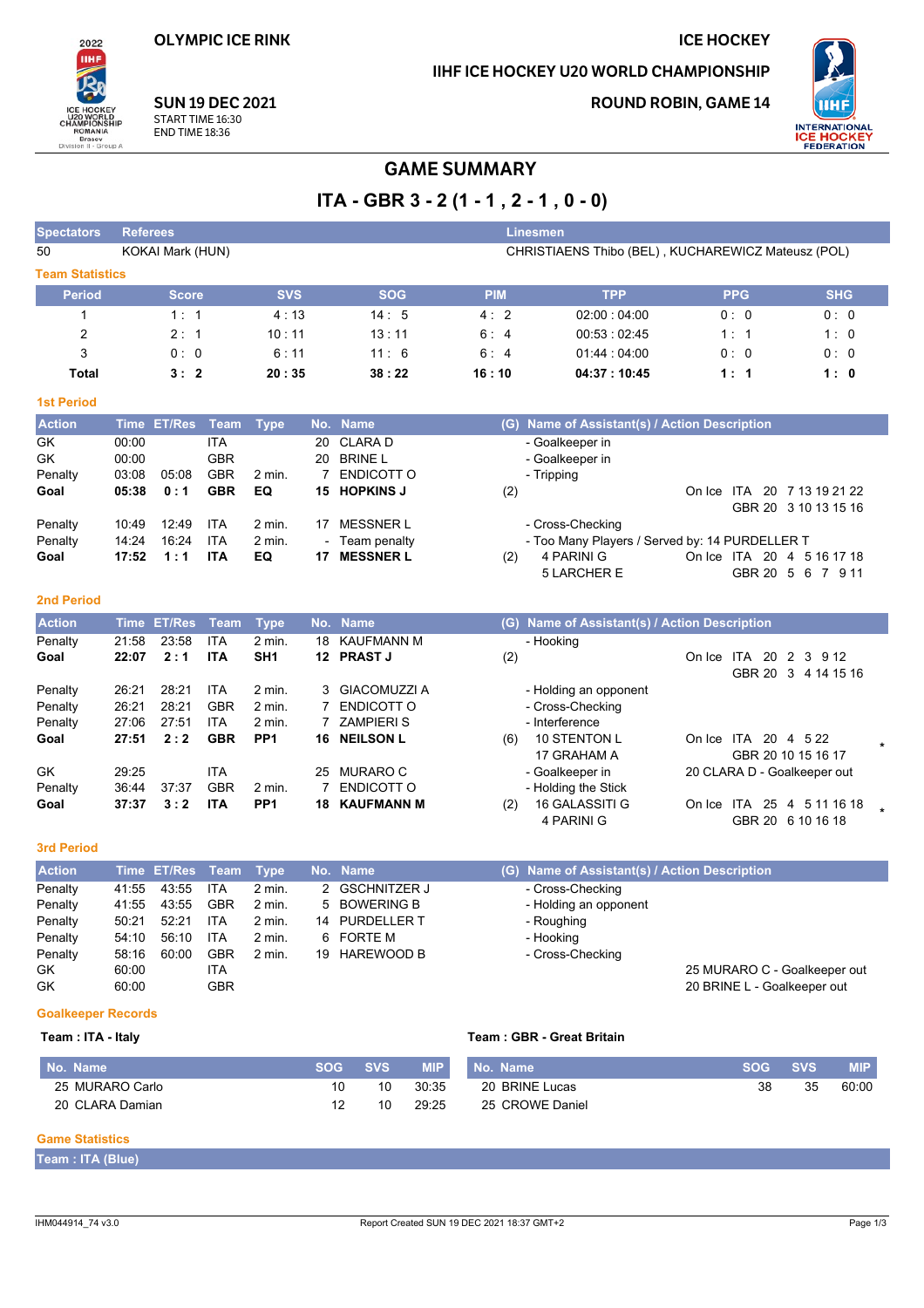**OLYMPIC ICE RINK**

**SUN 19 DEC 2021**
START TIME 16:30
END TIME 18:36

**ICE HOCKEY**

**IIHF ICE HOCKEY U20 WORLD CHAMPIONSHIP**

**ROUND ROBIN, GAME 14**

# GAME SUMMARY

## ITA - GBR 3 - 2 (1 - 1 , 2 - 1 , 0 - 0)

| Spectators | Referees | Linesmen |
|---|---|---|
| 50 | KOKAI Mark (HUN) | CHRISTIAENS Thibo (BEL) , KUCHAREWICZ Mateusz (POL) |

### Team Statistics

| Period | Score | SVS | SOG | PIM | TPP | PPG | SHG |
|---|---|---|---|---|---|---|---|
| 1 | 1 : 1 | 4 : 13 | 14 : 5 | 4 : 2 | 02:00 : 04:00 | 0 : 0 | 0 : 0 |
| 2 | 2 : 1 | 10 : 11 | 13 : 11 | 6 : 4 | 00:53 : 02:45 | 1 : 1 | 1 : 0 |
| 3 | 0 : 0 | 6 : 11 | 11 : 6 | 6 : 4 | 01:44 : 04:00 | 0 : 0 | 0 : 0 |
| **Total** | **3 : 2** | **20 : 35** | **38 : 22** | **16 : 10** | **04:37 : 10:45** | **1 : 1** | **1 : 0** |

### 1st Period

| Action | Time | ET/Res | Team | Type | No. | Name | (G) | Name of Assistant(s) / Action Description | |
|---|---|---|---|---|---|---|---|---|---|
| GK | 00:00 | | ITA | | 20 | CLARA D | | - Goalkeeper in | |
| GK | 00:00 | | GBR | | 20 | BRINE L | | - Goalkeeper in | |
| Penalty | 03:08 | 05:08 | GBR | 2 min. | 7 | ENDICOTT O | | - Tripping | |
| **Goal** | **05:38** | **0 : 1** | **GBR** | **EQ** | **15** | **HOPKINS J** | (2) | | On Ice ITA 20 7 13 19 21 22 GBR 20 3 10 13 15 16 |
| Penalty | 10:49 | 12:49 | ITA | 2 min. | 17 | MESSNER L | | - Cross-Checking | |
| Penalty | 14:24 | 16:24 | ITA | 2 min. | - | Team penalty | | - Too Many Players / Served by: 14 PURDELLER T | |
| **Goal** | **17:52** | **1 : 1** | **ITA** | **EQ** | **17** | **MESSNER L** | (2) | 4 PARINI G, 5 LARCHER E | On Ice ITA 20 4 5 16 17 18 GBR 20 5 6 7 9 11 |

### 2nd Period

| Action | Time | ET/Res | Team | Type | No. | Name | (G) | Name of Assistant(s) / Action Description | |
|---|---|---|---|---|---|---|---|---|---|
| Penalty | 21:58 | 23:58 | ITA | 2 min. | 18 | KAUFMANN M | | - Hooking | |
| **Goal** | **22:07** | **2 : 1** | **ITA** | **SH1** | **12** | **PRAST J** | (2) | | On Ice ITA 20 2 3 9 12 GBR 20 3 4 14 15 16 |
| Penalty | 26:21 | 28:21 | ITA | 2 min. | 3 | GIACOMUZZI A | | - Holding an opponent | |
| Penalty | 26:21 | 28:21 | GBR | 2 min. | 7 | ENDICOTT O | | - Cross-Checking | |
| Penalty | 27:06 | 27:51 | ITA | 2 min. | 7 | ZAMPIERI S | | - Interference | |
| **Goal** | **27:51** | **2 : 2** | **GBR** | **PP1** | **16** | **NEILSON L** | (6) | 10 STENTON L, 17 GRAHAM A | On Ice ITA 20 4 5 22 GBR 20 10 15 16 17 * |
| GK | 29:25 | | ITA | | 25 | MURARO C | | - Goalkeeper in | 20 CLARA D - Goalkeeper out |
| Penalty | 36:44 | 37:37 | GBR | 2 min. | 7 | ENDICOTT O | | - Holding the Stick | |
| **Goal** | **37:37** | **3 : 2** | **ITA** | **PP1** | **18** | **KAUFMANN M** | (2) | 16 GALASSITI G, 4 PARINI G | On Ice ITA 25 4 5 11 16 18 GBR 20 6 10 16 18 * |

### 3rd Period

| Action | Time | ET/Res | Team | Type | No. | Name | (G) | Name of Assistant(s) / Action Description | |
|---|---|---|---|---|---|---|---|---|---|
| Penalty | 41:55 | 43:55 | ITA | 2 min. | 2 | GSCHNITZER J | | - Cross-Checking | |
| Penalty | 41:55 | 43:55 | GBR | 2 min. | 5 | BOWERING B | | - Holding an opponent | |
| Penalty | 50:21 | 52:21 | ITA | 2 min. | 14 | PURDELLER T | | - Roughing | |
| Penalty | 54:10 | 56:10 | ITA | 2 min. | 6 | FORTE M | | - Hooking | |
| Penalty | 58:16 | 60:00 | GBR | 2 min. | 19 | HAREWOOD B | | - Cross-Checking | |
| GK | 60:00 | | ITA | | | | | | 25 MURARO C - Goalkeeper out |
| GK | 60:00 | | GBR | | | | | | 20 BRINE L - Goalkeeper out |

### Goalkeeper Records

**Team : ITA - Italy**

| No. Name | SOG | SVS | MIP |
|---|---|---|---|
| 25 MURARO Carlo | 10 | 10 | 30:35 |
| 20 CLARA Damian | 12 | 10 | 29:25 |

**Team : GBR - Great Britain**

| No. Name | SOG | SVS | MIP |
|---|---|---|---|
| 20 BRINE Lucas | 38 | 35 | 60:00 |
| 25 CROWE Daniel | | | |

### Game Statistics

**Team : ITA (Blue)**

IHM044914_74 v3.0 — Report Created SUN 19 DEC 2021 18:37 GMT+2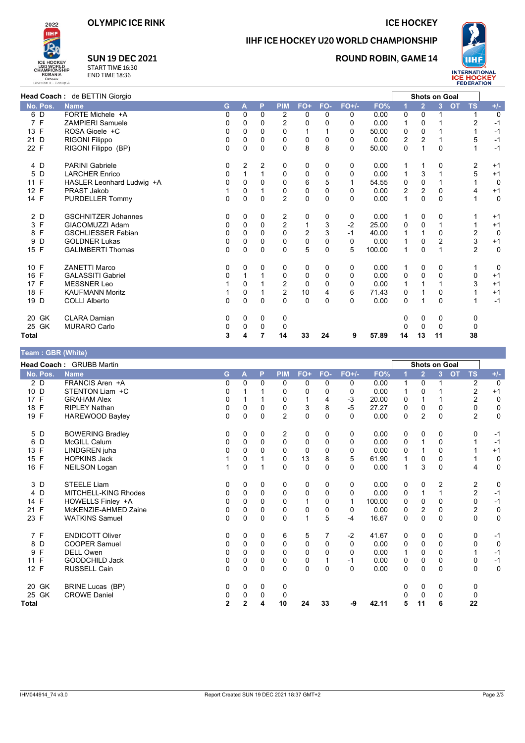# OLYMPIC ICE RINK

## ICE HOCKEY

## IIHF ICE HOCKEY U20 WORLD CHAMPIONSHIP

**SUN 19 DEC 2021**
START TIME 16:30
END TIME 18:36

**ROUND ROBIN, GAME 14**

**Head Coach :** de BETTIN Giorgio

| No. | Pos. | Name | G | A | P | PIM | FO+ | FO- | FO+/- | FO% | Shots on Goal 1 | 2 | 3 | OT | TS | +/- |
|---|---|---|---|---|---|---|---|---|---|---|---|---|---|---|---|---|
| 6 | D | FORTE Michele +A | 0 | 0 | 0 | 2 | 0 | 0 | 0 | 0.00 | 0 | 0 | 1 | | 1 | 0 |
| 7 | F | ZAMPIERI Samuele | 0 | 0 | 0 | 2 | 0 | 0 | 0 | 0.00 | 1 | 0 | 1 | | 2 | -1 |
| 13 | F | ROSA Gioele +C | 0 | 0 | 0 | 0 | 1 | 1 | 0 | 50.00 | 0 | 0 | 1 | | 1 | -1 |
| 21 | D | RIGONI Filippo | 0 | 0 | 0 | 0 | 0 | 0 | 0 | 0.00 | 2 | 2 | 1 | | 5 | -1 |
| 22 | F | RIGONI Filippo (BP) | 0 | 0 | 0 | 0 | 8 | 8 | 0 | 50.00 | 0 | 1 | 0 | | 1 | -1 |
| 4 | D | PARINI Gabriele | 0 | 2 | 2 | 0 | 0 | 0 | 0 | 0.00 | 1 | 1 | 0 | | 2 | +1 |
| 5 | D | LARCHER Enrico | 0 | 1 | 1 | 0 | 0 | 0 | 0 | 0.00 | 1 | 3 | 1 | | 5 | +1 |
| 11 | F | HASLER Leonhard Ludwig +A | 0 | 0 | 0 | 0 | 6 | 5 | 1 | 54.55 | 0 | 0 | 1 | | 1 | 0 |
| 12 | F | PRAST Jakob | 1 | 0 | 1 | 0 | 0 | 0 | 0 | 0.00 | 2 | 2 | 0 | | 4 | +1 |
| 14 | F | PURDELLER Tommy | 0 | 0 | 0 | 2 | 0 | 0 | 0 | 0.00 | 1 | 0 | 0 | | 1 | 0 |
| 2 | D | GSCHNITZER Johannes | 0 | 0 | 0 | 2 | 0 | 0 | 0 | 0.00 | 1 | 0 | 0 | | 1 | +1 |
| 3 | F | GIACOMUZZI Adam | 0 | 0 | 0 | 2 | 1 | 3 | -2 | 25.00 | 0 | 0 | 1 | | 1 | +1 |
| 8 | F | GSCHLIESSER Fabian | 0 | 0 | 0 | 0 | 2 | 3 | -1 | 40.00 | 1 | 1 | 0 | | 2 | 0 |
| 9 | D | GOLDNER Lukas | 0 | 0 | 0 | 0 | 0 | 0 | 0 | 0.00 | 1 | 0 | 2 | | 3 | +1 |
| 15 | F | GALIMBERTI Thomas | 0 | 0 | 0 | 0 | 5 | 0 | 5 | 100.00 | 1 | 0 | 1 | | 2 | 0 |
| 10 | F | ZANETTI Marco | 0 | 0 | 0 | 0 | 0 | 0 | 0 | 0.00 | 1 | 0 | 0 | | 1 | 0 |
| 16 | F | GALASSITI Gabriel | 0 | 1 | 1 | 0 | 0 | 0 | 0 | 0.00 | 0 | 0 | 0 | | 0 | +1 |
| 17 | F | MESSNER Leo | 1 | 0 | 1 | 2 | 0 | 0 | 0 | 0.00 | 1 | 1 | 1 | | 3 | +1 |
| 18 | F | KAUFMANN Moritz | 1 | 0 | 1 | 2 | 10 | 4 | 6 | 71.43 | 0 | 1 | 0 | | 1 | +1 |
| 19 | D | COLLI Alberto | 0 | 0 | 0 | 0 | 0 | 0 | 0 | 0.00 | 0 | 1 | 0 | | 1 | -1 |
| 20 | GK | CLARA Damian | 0 | 0 | 0 | 0 | | | | | 0 | 0 | 0 | | 0 | |
| 25 | GK | MURARO Carlo | 0 | 0 | 0 | 0 | | | | | 0 | 0 | 0 | | 0 | |
| **Total** | | | **3** | **4** | **7** | **14** | **33** | **24** | **9** | **57.89** | **14** | **13** | **11** | | **38** | |

**Team : GBR (White)**

**Head Coach :** GRUBB Martin

| No. | Pos. | Name | G | A | P | PIM | FO+ | FO- | FO+/- | FO% | Shots on Goal 1 | 2 | 3 | OT | TS | +/- |
|---|---|---|---|---|---|---|---|---|---|---|---|---|---|---|---|---|
| 2 | D | FRANCIS Aren +A | 0 | 0 | 0 | 0 | 0 | 0 | 0 | 0.00 | 1 | 0 | 1 | | 2 | 0 |
| 10 | D | STENTON Liam +C | 0 | 1 | 1 | 0 | 0 | 0 | 0 | 0.00 | 1 | 0 | 1 | | 2 | +1 |
| 17 | F | GRAHAM Alex | 0 | 1 | 1 | 0 | 1 | 4 | -3 | 20.00 | 0 | 1 | 1 | | 2 | 0 |
| 18 | F | RIPLEY Nathan | 0 | 0 | 0 | 0 | 3 | 8 | -5 | 27.27 | 0 | 0 | 0 | | 0 | 0 |
| 19 | F | HAREWOOD Bayley | 0 | 0 | 0 | 2 | 0 | 0 | 0 | 0.00 | 0 | 2 | 0 | | 2 | 0 |
| 5 | D | BOWERING Bradley | 0 | 0 | 0 | 2 | 0 | 0 | 0 | 0.00 | 0 | 0 | 0 | | 0 | -1 |
| 6 | D | McGILL Calum | 0 | 0 | 0 | 0 | 0 | 0 | 0 | 0.00 | 0 | 1 | 0 | | 1 | -1 |
| 13 | F | LINDGREN juha | 0 | 0 | 0 | 0 | 0 | 0 | 0 | 0.00 | 0 | 1 | 0 | | 1 | +1 |
| 15 | F | HOPKINS Jack | 1 | 0 | 1 | 0 | 13 | 8 | 5 | 61.90 | 1 | 0 | 0 | | 1 | 0 |
| 16 | F | NEILSON Logan | 1 | 0 | 1 | 0 | 0 | 0 | 0 | 0.00 | 1 | 3 | 0 | | 4 | 0 |
| 3 | D | STEELE Liam | 0 | 0 | 0 | 0 | 0 | 0 | 0 | 0.00 | 0 | 0 | 2 | | 2 | 0 |
| 4 | D | MITCHELL-KING Rhodes | 0 | 0 | 0 | 0 | 0 | 0 | 0 | 0.00 | 0 | 1 | 1 | | 2 | -1 |
| 14 | F | HOWELLS Finley +A | 0 | 0 | 0 | 0 | 1 | 0 | 1 | 100.00 | 0 | 0 | 0 | | 0 | -1 |
| 21 | F | McKENZIE-AHMED Zaine | 0 | 0 | 0 | 0 | 0 | 0 | 0 | 0.00 | 0 | 2 | 0 | | 2 | 0 |
| 23 | F | WATKINS Samuel | 0 | 0 | 0 | 0 | 1 | 5 | -4 | 16.67 | 0 | 0 | 0 | | 0 | 0 |
| 7 | F | ENDICOTT Oliver | 0 | 0 | 0 | 6 | 5 | 7 | -2 | 41.67 | 0 | 0 | 0 | | 0 | -1 |
| 8 | D | COOPER Samuel | 0 | 0 | 0 | 0 | 0 | 0 | 0 | 0.00 | 0 | 0 | 0 | | 0 | 0 |
| 9 | F | DELL Owen | 0 | 0 | 0 | 0 | 0 | 0 | 0 | 0.00 | 1 | 0 | 0 | | 1 | -1 |
| 11 | F | GOODCHILD Jack | 0 | 0 | 0 | 0 | 0 | 1 | -1 | 0.00 | 0 | 0 | 0 | | 0 | -1 |
| 12 | F | RUSSELL Cain | 0 | 0 | 0 | 0 | 0 | 0 | 0 | 0.00 | 0 | 0 | 0 | | 0 | 0 |
| 20 | GK | BRINE Lucas (BP) | 0 | 0 | 0 | 0 | | | | | 0 | 0 | 0 | | 0 | |
| 25 | GK | CROWE Daniel | 0 | 0 | 0 | 0 | | | | | 0 | 0 | 0 | | 0 | |
| **Total** | | | **2** | **2** | **4** | **10** | **24** | **33** | **-9** | **42.11** | **5** | **11** | **6** | | **22** | |

IHM044914_74 v3.0 | Report Created SUN 19 DEC 2021 18:37 GMT+2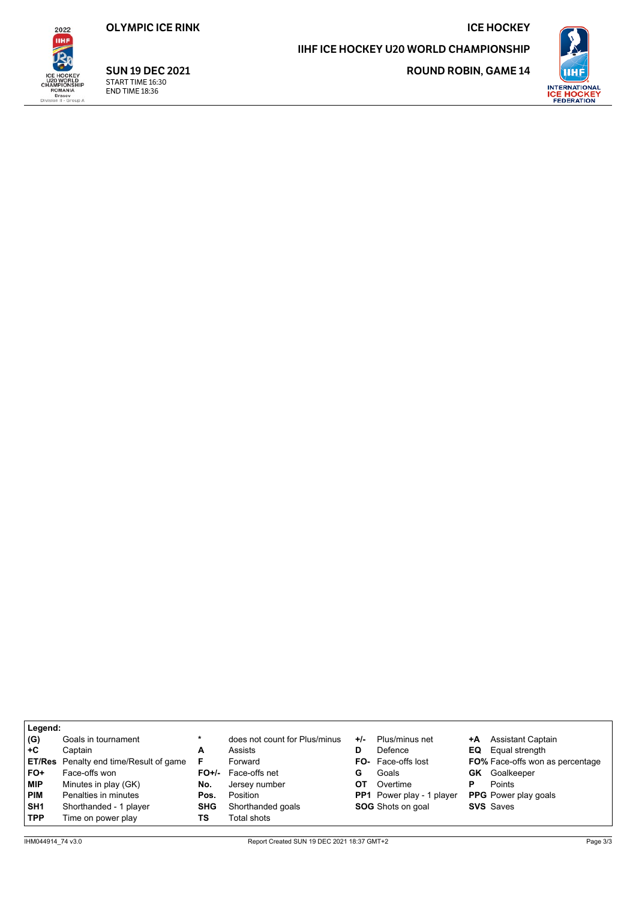OLYMPIC ICE RINK

ICE HOCKEY

IIHF ICE HOCKEY U20 WORLD CHAMPIONSHIP

**SUN 19 DEC 2021**
START TIME 16:30
END TIME 18:36

**ROUND ROBIN, GAME 14**

**Legend:**

| | | | | | | | |
|---|---|---|---|---|---|---|---|
| **(G)** | Goals in tournament | **\*** | does not count for Plus/minus | **+/-** | Plus/minus net | **+A** | Assistant Captain |
| **+C** | Captain | **A** | Assists | **D** | Defence | **EQ** | Equal strength |
| **ET/Res** | Penalty end time/Result of game | **F** | Forward | **FO-** | Face-offs lost | **FO%** | Face-offs won as percentage |
| **FO+** | Face-offs won | **FO+/-** | Face-offs net | **G** | Goals | **GK** | Goalkeeper |
| **MIP** | Minutes in play (GK) | **No.** | Jersey number | **OT** | Overtime | **P** | Points |
| **PIM** | Penalties in minutes | **Pos.** | Position | **PP1** | Power play - 1 player | **PPG** | Power play goals |
| **SH1** | Shorthanded - 1 player | **SHG** | Shorthanded goals | **SOG** | Shots on goal | **SVS** | Saves |
| **TPP** | Time on power play | **TS** | Total shots | | | | |

IHM044914_74 v3.0 Report Created SUN 19 DEC 2021 18:37 GMT+2